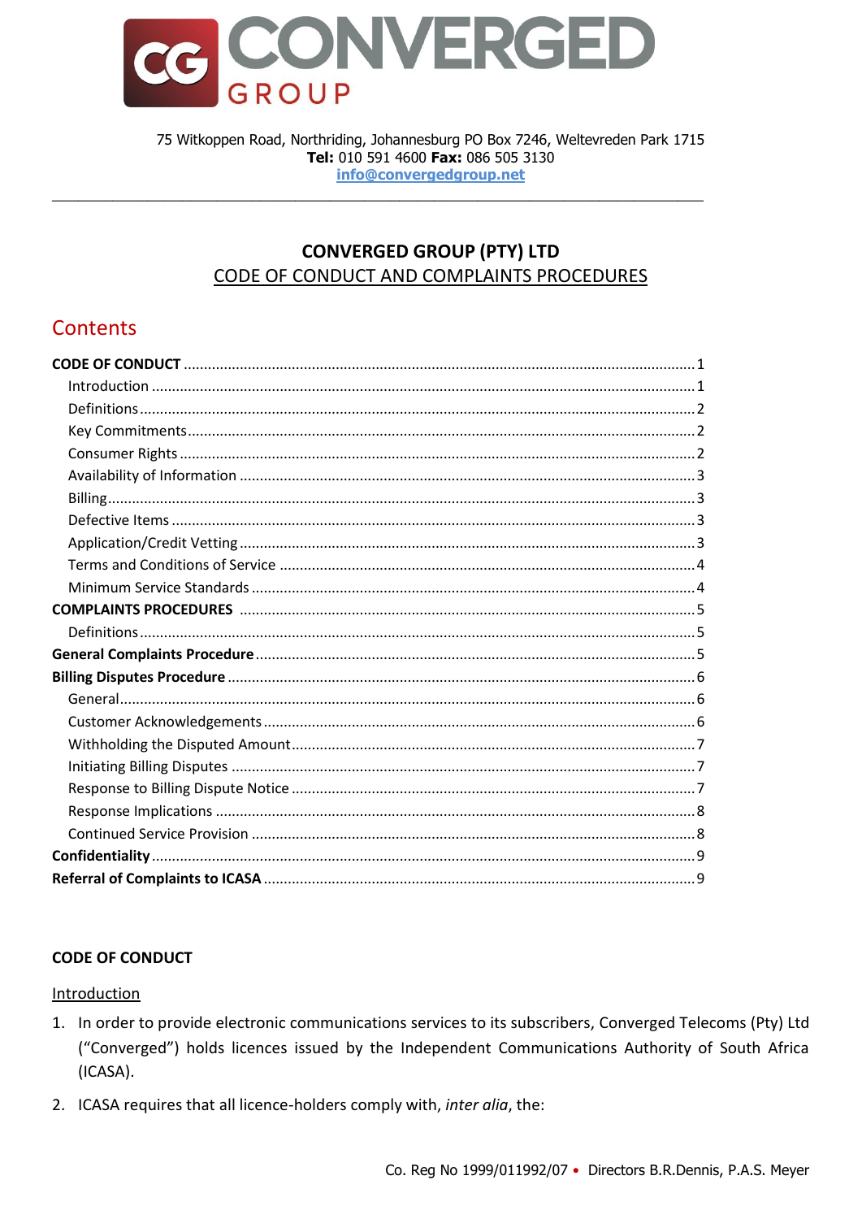75 Witkoppen Road, Northriding, Johannesburg PO Box 7246, Weltevreden Park 1715
**Tel:** 010 591 4600 **Fax:** 086 505 3130
info@convergedgroup.net

---

# CONVERGED GROUP (PTY) LTD
## CODE OF CONDUCT AND COMPLAINTS PROCEDURES

## Contents

**CODE OF CONDUCT** ..... 1
- Introduction ..... 1
- Definitions ..... 2
- Key Commitments ..... 2
- Consumer Rights ..... 2
- Availability of Information ..... 3
- Billing ..... 3
- Defective Items ..... 3
- Application/Credit Vetting ..... 3
- Terms and Conditions of Service ..... 4
- Minimum Service Standards ..... 4

**COMPLAINTS PROCEDURES** ..... 5
- Definitions ..... 5

**General Complaints Procedure** ..... 5

**Billing Disputes Procedure** ..... 6
- General ..... 6
- Customer Acknowledgements ..... 6
- Withholding the Disputed Amount ..... 7
- Initiating Billing Disputes ..... 7
- Response to Billing Dispute Notice ..... 7
- Response Implications ..... 8
- Continued Service Provision ..... 8

**Confidentiality** ..... 9

**Referral of Complaints to ICASA** ..... 9

## CODE OF CONDUCT

### Introduction

1. In order to provide electronic communications services to its subscribers, Converged Telecoms (Pty) Ltd ("Converged") holds licences issued by the Independent Communications Authority of South Africa (ICASA).
2. ICASA requires that all licence-holders comply with, *inter alia*, the:

Co. Reg No 1999/011992/07 • Directors B.R.Dennis, P.A.S. Meyer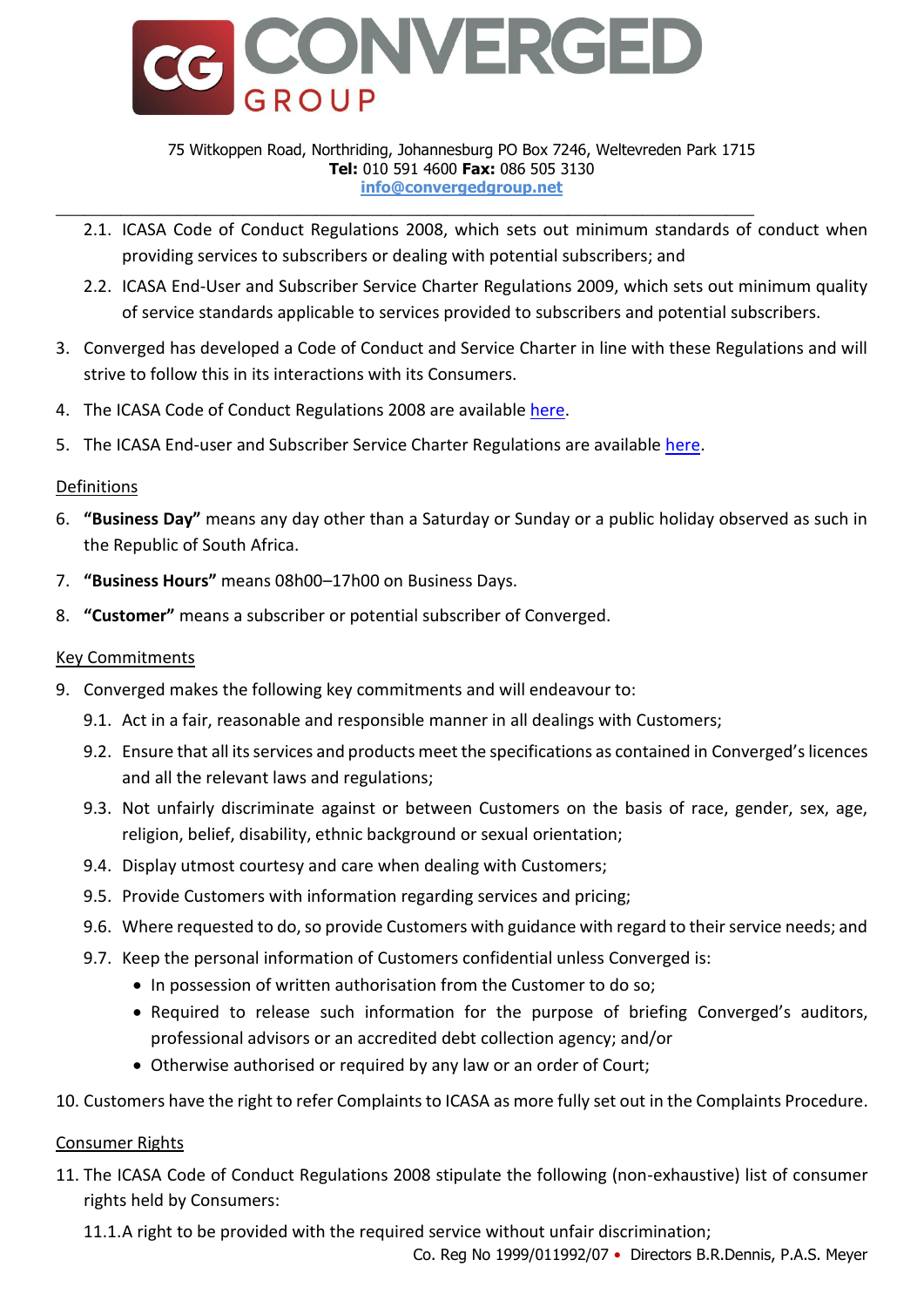2.1. ICASA Code of Conduct Regulations 2008, which sets out minimum standards of conduct when providing services to subscribers or dealing with potential subscribers; and

2.2. ICASA End-User and Subscriber Service Charter Regulations 2009, which sets out minimum quality of service standards applicable to services provided to subscribers and potential subscribers.

3. Converged has developed a Code of Conduct and Service Charter in line with these Regulations and will strive to follow this in its interactions with its Consumers.

4. The ICASA Code of Conduct Regulations 2008 are available here.

5. The ICASA End-user and Subscriber Service Charter Regulations are available here.

## Definitions

6. **"Business Day"** means any day other than a Saturday or Sunday or a public holiday observed as such in the Republic of South Africa.

7. **"Business Hours"** means 08h00–17h00 on Business Days.

8. **"Customer"** means a subscriber or potential subscriber of Converged.

## Key Commitments

9. Converged makes the following key commitments and will endeavour to:

   9.1. Act in a fair, reasonable and responsible manner in all dealings with Customers;

   9.2. Ensure that all its services and products meet the specifications as contained in Converged's licences and all the relevant laws and regulations;

   9.3. Not unfairly discriminate against or between Customers on the basis of race, gender, sex, age, religion, belief, disability, ethnic background or sexual orientation;

   9.4. Display utmost courtesy and care when dealing with Customers;

   9.5. Provide Customers with information regarding services and pricing;

   9.6. Where requested to do, so provide Customers with guidance with regard to their service needs; and

   9.7. Keep the personal information of Customers confidential unless Converged is:

   - In possession of written authorisation from the Customer to do so;
   - Required to release such information for the purpose of briefing Converged's auditors, professional advisors or an accredited debt collection agency; and/or
   - Otherwise authorised or required by any law or an order of Court;

10. Customers have the right to refer Complaints to ICASA as more fully set out in the Complaints Procedure.

## Consumer Rights

11. The ICASA Code of Conduct Regulations 2008 stipulate the following (non-exhaustive) list of consumer rights held by Consumers:

    11.1. A right to be provided with the required service without unfair discrimination;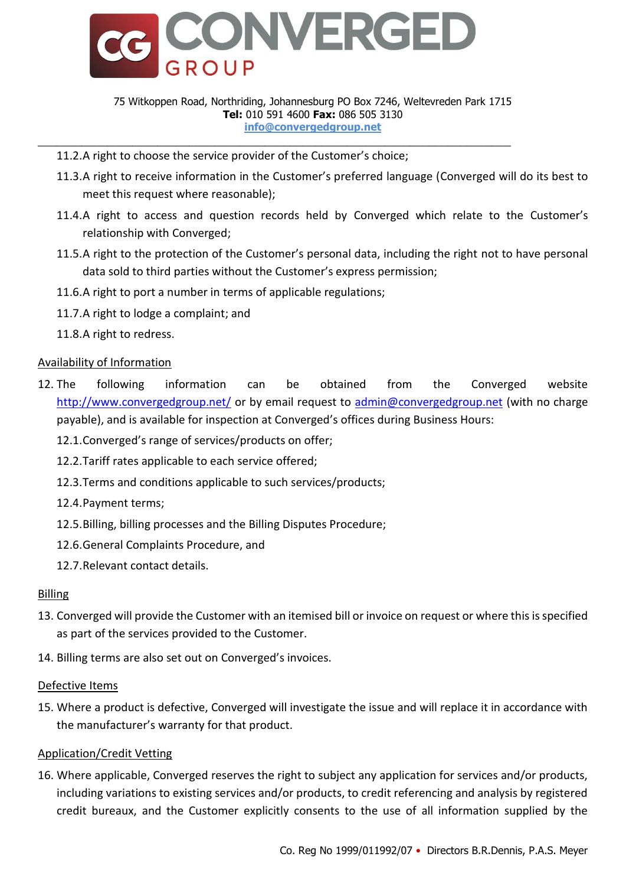11.2. A right to choose the service provider of the Customer's choice;

11.3. A right to receive information in the Customer's preferred language (Converged will do its best to meet this request where reasonable);

11.4. A right to access and question records held by Converged which relate to the Customer's relationship with Converged;

11.5. A right to the protection of the Customer's personal data, including the right not to have personal data sold to third parties without the Customer's express permission;

11.6. A right to port a number in terms of applicable regulations;

11.7. A right to lodge a complaint; and

11.8. A right to redress.

Availability of Information

12. The following information can be obtained from the Converged website http://www.convergedgroup.net/ or by email request to admin@convergedgroup.net (with no charge payable), and is available for inspection at Converged's offices during Business Hours:

12.1. Converged's range of services/products on offer;

12.2. Tariff rates applicable to each service offered;

12.3. Terms and conditions applicable to such services/products;

12.4. Payment terms;

12.5. Billing, billing processes and the Billing Disputes Procedure;

12.6. General Complaints Procedure, and

12.7. Relevant contact details.

Billing

13. Converged will provide the Customer with an itemised bill or invoice on request or where this is specified as part of the services provided to the Customer.

14. Billing terms are also set out on Converged's invoices.

Defective Items

15. Where a product is defective, Converged will investigate the issue and will replace it in accordance with the manufacturer's warranty for that product.

Application/Credit Vetting

16. Where applicable, Converged reserves the right to subject any application for services and/or products, including variations to existing services and/or products, to credit referencing and analysis by registered credit bureaux, and the Customer explicitly consents to the use of all information supplied by the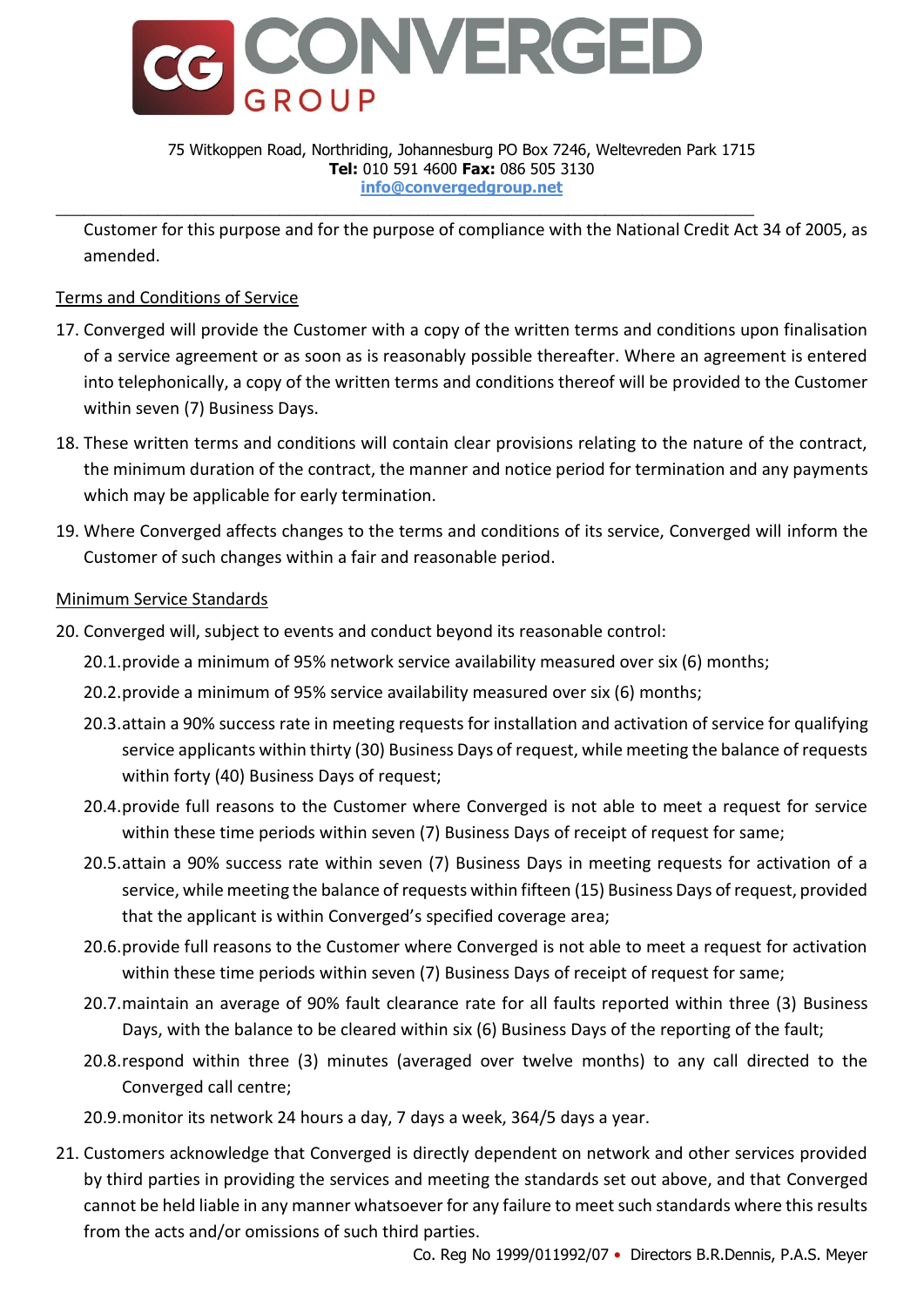Customer for this purpose and for the purpose of compliance with the National Credit Act 34 of 2005, as amended.

Terms and Conditions of Service

17. Converged will provide the Customer with a copy of the written terms and conditions upon finalisation of a service agreement or as soon as is reasonably possible thereafter. Where an agreement is entered into telephonically, a copy of the written terms and conditions thereof will be provided to the Customer within seven (7) Business Days.

18. These written terms and conditions will contain clear provisions relating to the nature of the contract, the minimum duration of the contract, the manner and notice period for termination and any payments which may be applicable for early termination.

19. Where Converged affects changes to the terms and conditions of its service, Converged will inform the Customer of such changes within a fair and reasonable period.

Minimum Service Standards

20. Converged will, subject to events and conduct beyond its reasonable control:
    - 20.1. provide a minimum of 95% network service availability measured over six (6) months;
    - 20.2. provide a minimum of 95% service availability measured over six (6) months;
    - 20.3. attain a 90% success rate in meeting requests for installation and activation of service for qualifying service applicants within thirty (30) Business Days of request, while meeting the balance of requests within forty (40) Business Days of request;
    - 20.4. provide full reasons to the Customer where Converged is not able to meet a request for service within these time periods within seven (7) Business Days of receipt of request for same;
    - 20.5. attain a 90% success rate within seven (7) Business Days in meeting requests for activation of a service, while meeting the balance of requests within fifteen (15) Business Days of request, provided that the applicant is within Converged's specified coverage area;
    - 20.6. provide full reasons to the Customer where Converged is not able to meet a request for activation within these time periods within seven (7) Business Days of receipt of request for same;
    - 20.7. maintain an average of 90% fault clearance rate for all faults reported within three (3) Business Days, with the balance to be cleared within six (6) Business Days of the reporting of the fault;
    - 20.8. respond within three (3) minutes (averaged over twelve months) to any call directed to the Converged call centre;
    - 20.9. monitor its network 24 hours a day, 7 days a week, 364/5 days a year.

21. Customers acknowledge that Converged is directly dependent on network and other services provided by third parties in providing the services and meeting the standards set out above, and that Converged cannot be held liable in any manner whatsoever for any failure to meet such standards where this results from the acts and/or omissions of such third parties.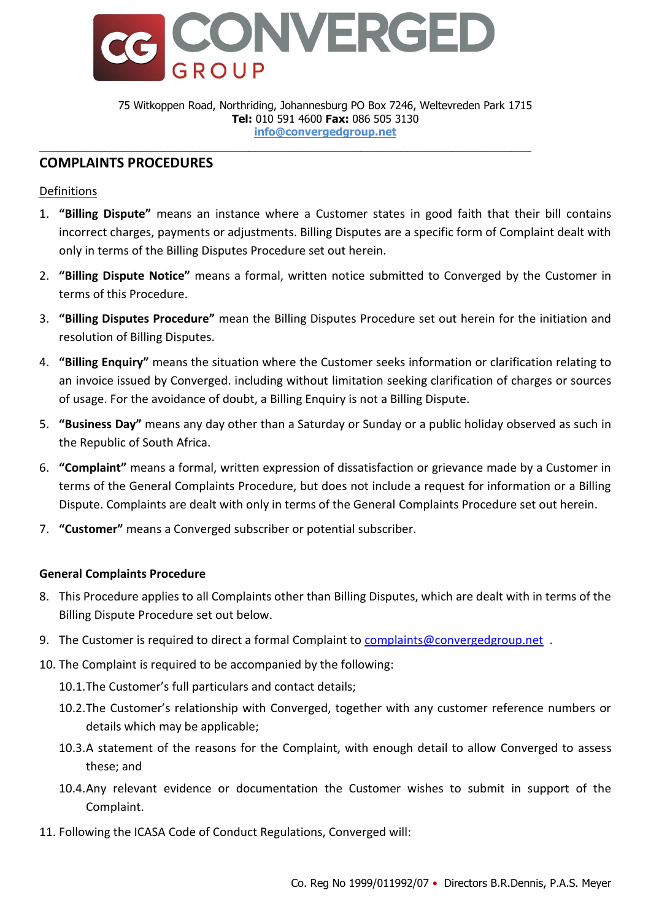75 Witkoppen Road, Northriding, Johannesburg PO Box 7246, Weltevreden Park 1715
**Tel:** 010 591 4600 **Fax:** 086 505 3130
info@convergedgroup.net

## COMPLAINTS PROCEDURES

Definitions

1. **"Billing Dispute"** means an instance where a Customer states in good faith that their bill contains incorrect charges, payments or adjustments. Billing Disputes are a specific form of Complaint dealt with only in terms of the Billing Disputes Procedure set out herein.
2. **"Billing Dispute Notice"** means a formal, written notice submitted to Converged by the Customer in terms of this Procedure.
3. **"Billing Disputes Procedure"** mean the Billing Disputes Procedure set out herein for the initiation and resolution of Billing Disputes.
4. **"Billing Enquiry"** means the situation where the Customer seeks information or clarification relating to an invoice issued by Converged. including without limitation seeking clarification of charges or sources of usage. For the avoidance of doubt, a Billing Enquiry is not a Billing Dispute.
5. **"Business Day"** means any day other than a Saturday or Sunday or a public holiday observed as such in the Republic of South Africa.
6. **"Complaint"** means a formal, written expression of dissatisfaction or grievance made by a Customer in terms of the General Complaints Procedure, but does not include a request for information or a Billing Dispute. Complaints are dealt with only in terms of the General Complaints Procedure set out herein.
7. **"Customer"** means a Converged subscriber or potential subscriber.

**General Complaints Procedure**

8. This Procedure applies to all Complaints other than Billing Disputes, which are dealt with in terms of the Billing Dispute Procedure set out below.
9. The Customer is required to direct a formal Complaint to complaints@convergedgroup.net .
10. The Complaint is required to be accompanied by the following:
    - 10.1. The Customer's full particulars and contact details;
    - 10.2. The Customer's relationship with Converged, together with any customer reference numbers or details which may be applicable;
    - 10.3. A statement of the reasons for the Complaint, with enough detail to allow Converged to assess these; and
    - 10.4. Any relevant evidence or documentation the Customer wishes to submit in support of the Complaint.
11. Following the ICASA Code of Conduct Regulations, Converged will:

Co. Reg No 1999/011992/07 • Directors B.R.Dennis, P.A.S. Meyer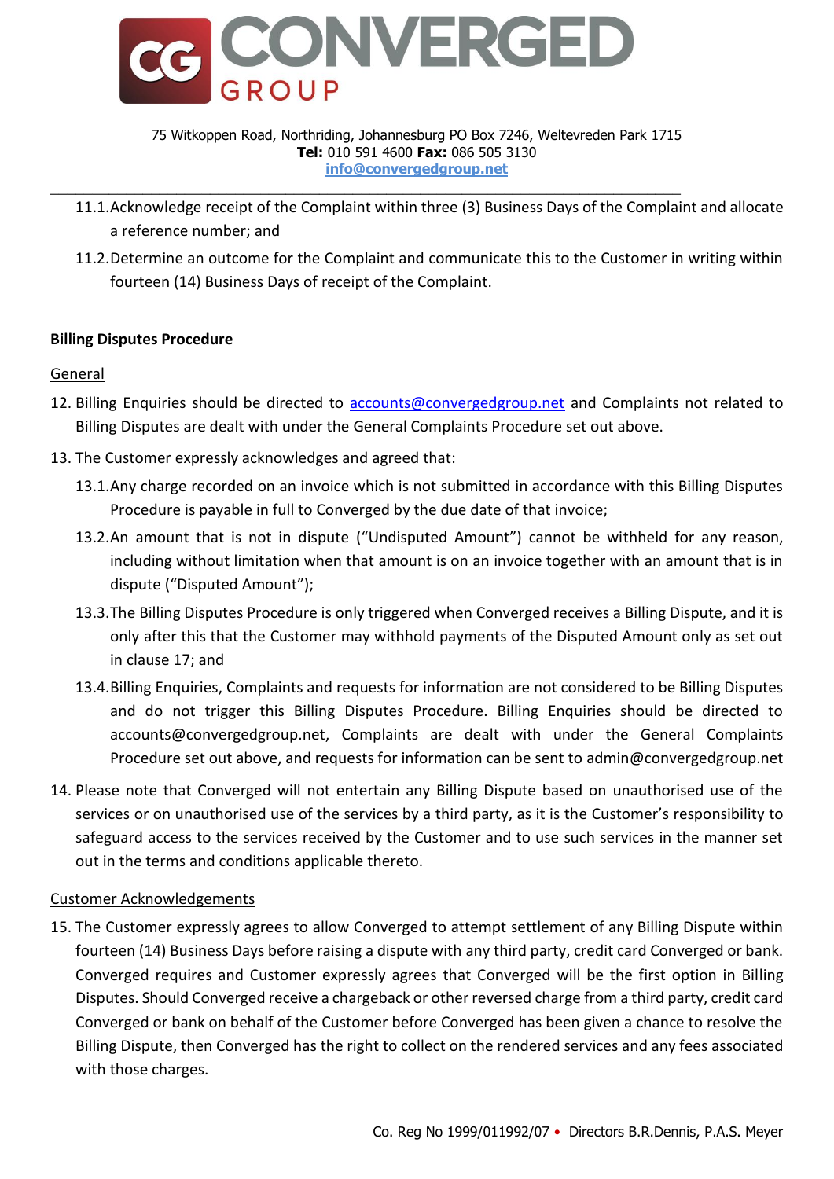11.1. Acknowledge receipt of the Complaint within three (3) Business Days of the Complaint and allocate a reference number; and

11.2. Determine an outcome for the Complaint and communicate this to the Customer in writing within fourteen (14) Business Days of receipt of the Complaint.

**Billing Disputes Procedure**

General

12. Billing Enquiries should be directed to accounts@convergedgroup.net and Complaints not related to Billing Disputes are dealt with under the General Complaints Procedure set out above.

13. The Customer expressly acknowledges and agreed that:

    13.1. Any charge recorded on an invoice which is not submitted in accordance with this Billing Disputes Procedure is payable in full to Converged by the due date of that invoice;

    13.2. An amount that is not in dispute ("Undisputed Amount") cannot be withheld for any reason, including without limitation when that amount is on an invoice together with an amount that is in dispute ("Disputed Amount");

    13.3. The Billing Disputes Procedure is only triggered when Converged receives a Billing Dispute, and it is only after this that the Customer may withhold payments of the Disputed Amount only as set out in clause 17; and

    13.4. Billing Enquiries, Complaints and requests for information are not considered to be Billing Disputes and do not trigger this Billing Disputes Procedure. Billing Enquiries should be directed to accounts@convergedgroup.net, Complaints are dealt with under the General Complaints Procedure set out above, and requests for information can be sent to admin@convergedgroup.net

14. Please note that Converged will not entertain any Billing Dispute based on unauthorised use of the services or on unauthorised use of the services by a third party, as it is the Customer's responsibility to safeguard access to the services received by the Customer and to use such services in the manner set out in the terms and conditions applicable thereto.

Customer Acknowledgements

15. The Customer expressly agrees to allow Converged to attempt settlement of any Billing Dispute within fourteen (14) Business Days before raising a dispute with any third party, credit card Converged or bank. Converged requires and Customer expressly agrees that Converged will be the first option in Billing Disputes. Should Converged receive a chargeback or other reversed charge from a third party, credit card Converged or bank on behalf of the Customer before Converged has been given a chance to resolve the Billing Dispute, then Converged has the right to collect on the rendered services and any fees associated with those charges.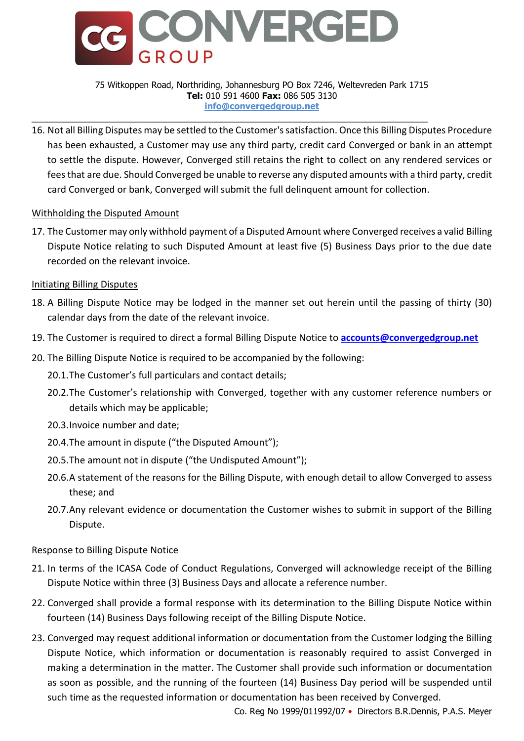16. Not all Billing Disputes may be settled to the Customer's satisfaction. Once this Billing Disputes Procedure has been exhausted, a Customer may use any third party, credit card Converged or bank in an attempt to settle the dispute. However, Converged still retains the right to collect on any rendered services or fees that are due. Should Converged be unable to reverse any disputed amounts with a third party, credit card Converged or bank, Converged will submit the full delinquent amount for collection.

Withholding the Disputed Amount

17. The Customer may only withhold payment of a Disputed Amount where Converged receives a valid Billing Dispute Notice relating to such Disputed Amount at least five (5) Business Days prior to the due date recorded on the relevant invoice.

Initiating Billing Disputes

18. A Billing Dispute Notice may be lodged in the manner set out herein until the passing of thirty (30) calendar days from the date of the relevant invoice.
19. The Customer is required to direct a formal Billing Dispute Notice to **accounts@convergedgroup.net**
20. The Billing Dispute Notice is required to be accompanied by the following:
    20.1. The Customer's full particulars and contact details;
    20.2. The Customer's relationship with Converged, together with any customer reference numbers or details which may be applicable;
    20.3. Invoice number and date;
    20.4. The amount in dispute ("the Disputed Amount");
    20.5. The amount not in dispute ("the Undisputed Amount");
    20.6. A statement of the reasons for the Billing Dispute, with enough detail to allow Converged to assess these; and
    20.7. Any relevant evidence or documentation the Customer wishes to submit in support of the Billing Dispute.

Response to Billing Dispute Notice

21. In terms of the ICASA Code of Conduct Regulations, Converged will acknowledge receipt of the Billing Dispute Notice within three (3) Business Days and allocate a reference number.
22. Converged shall provide a formal response with its determination to the Billing Dispute Notice within fourteen (14) Business Days following receipt of the Billing Dispute Notice.
23. Converged may request additional information or documentation from the Customer lodging the Billing Dispute Notice, which information or documentation is reasonably required to assist Converged in making a determination in the matter. The Customer shall provide such information or documentation as soon as possible, and the running of the fourteen (14) Business Day period will be suspended until such time as the requested information or documentation has been received by Converged.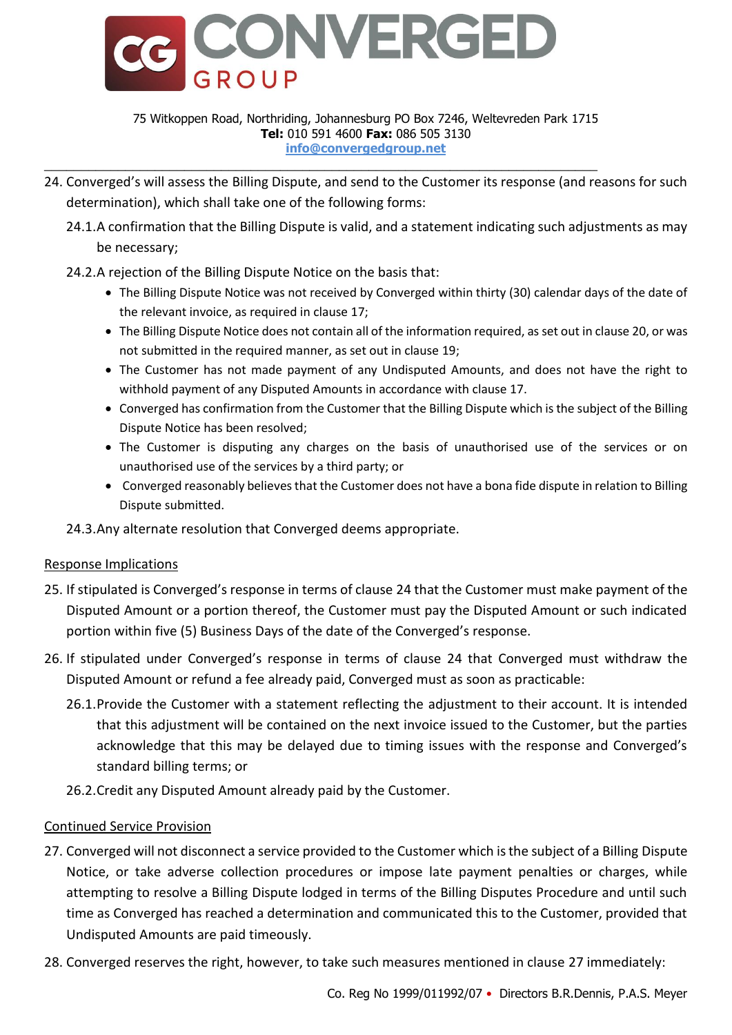24. Converged's will assess the Billing Dispute, and send to the Customer its response (and reasons for such determination), which shall take one of the following forms:
    24.1. A confirmation that the Billing Dispute is valid, and a statement indicating such adjustments as may be necessary;
    24.2. A rejection of the Billing Dispute Notice on the basis that:
    - The Billing Dispute Notice was not received by Converged within thirty (30) calendar days of the date of the relevant invoice, as required in clause 17;
    - The Billing Dispute Notice does not contain all of the information required, as set out in clause 20, or was not submitted in the required manner, as set out in clause 19;
    - The Customer has not made payment of any Undisputed Amounts, and does not have the right to withhold payment of any Disputed Amounts in accordance with clause 17.
    - Converged has confirmation from the Customer that the Billing Dispute which is the subject of the Billing Dispute Notice has been resolved;
    - The Customer is disputing any charges on the basis of unauthorised use of the services or on unauthorised use of the services by a third party; or
    - Converged reasonably believes that the Customer does not have a bona fide dispute in relation to Billing Dispute submitted.

    24.3. Any alternate resolution that Converged deems appropriate.

<u>Response Implications</u>

25. If stipulated is Converged's response in terms of clause 24 that the Customer must make payment of the Disputed Amount or a portion thereof, the Customer must pay the Disputed Amount or such indicated portion within five (5) Business Days of the date of the Converged's response.
26. If stipulated under Converged's response in terms of clause 24 that Converged must withdraw the Disputed Amount or refund a fee already paid, Converged must as soon as practicable:
    26.1. Provide the Customer with a statement reflecting the adjustment to their account. It is intended that this adjustment will be contained on the next invoice issued to the Customer, but the parties acknowledge that this may be delayed due to timing issues with the response and Converged's standard billing terms; or
    26.2. Credit any Disputed Amount already paid by the Customer.

<u>Continued Service Provision</u>

27. Converged will not disconnect a service provided to the Customer which is the subject of a Billing Dispute Notice, or take adverse collection procedures or impose late payment penalties or charges, while attempting to resolve a Billing Dispute lodged in terms of the Billing Disputes Procedure and until such time as Converged has reached a determination and communicated this to the Customer, provided that Undisputed Amounts are paid timeously.
28. Converged reserves the right, however, to take such measures mentioned in clause 27 immediately: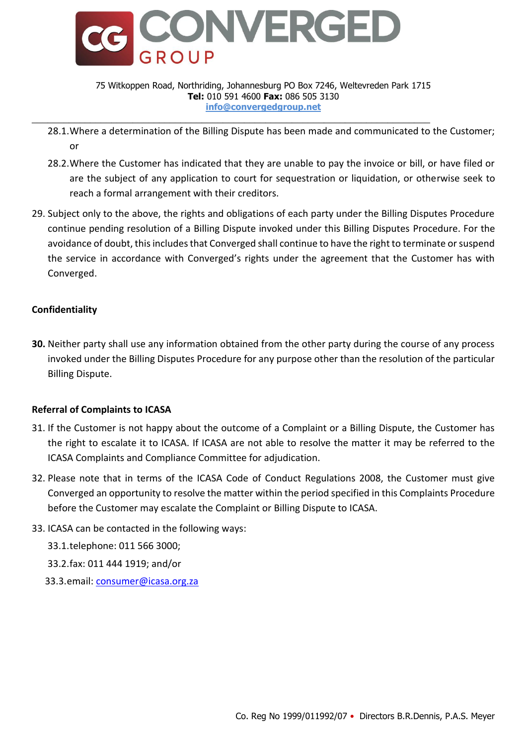28.1. Where a determination of the Billing Dispute has been made and communicated to the Customer; or

28.2. Where the Customer has indicated that they are unable to pay the invoice or bill, or have filed or are the subject of any application to court for sequestration or liquidation, or otherwise seek to reach a formal arrangement with their creditors.

29. Subject only to the above, the rights and obligations of each party under the Billing Disputes Procedure continue pending resolution of a Billing Dispute invoked under this Billing Disputes Procedure. For the avoidance of doubt, this includes that Converged shall continue to have the right to terminate or suspend the service in accordance with Converged's rights under the agreement that the Customer has with Converged.

**Confidentiality**

**30.** Neither party shall use any information obtained from the other party during the course of any process invoked under the Billing Disputes Procedure for any purpose other than the resolution of the particular Billing Dispute.

**Referral of Complaints to ICASA**

31. If the Customer is not happy about the outcome of a Complaint or a Billing Dispute, the Customer has the right to escalate it to ICASA. If ICASA are not able to resolve the matter it may be referred to the ICASA Complaints and Compliance Committee for adjudication.

32. Please note that in terms of the ICASA Code of Conduct Regulations 2008, the Customer must give Converged an opportunity to resolve the matter within the period specified in this Complaints Procedure before the Customer may escalate the Complaint or Billing Dispute to ICASA.

33. ICASA can be contacted in the following ways:

33.1. telephone: 011 566 3000;

33.2. fax: 011 444 1919; and/or

33.3. email: consumer@icasa.org.za